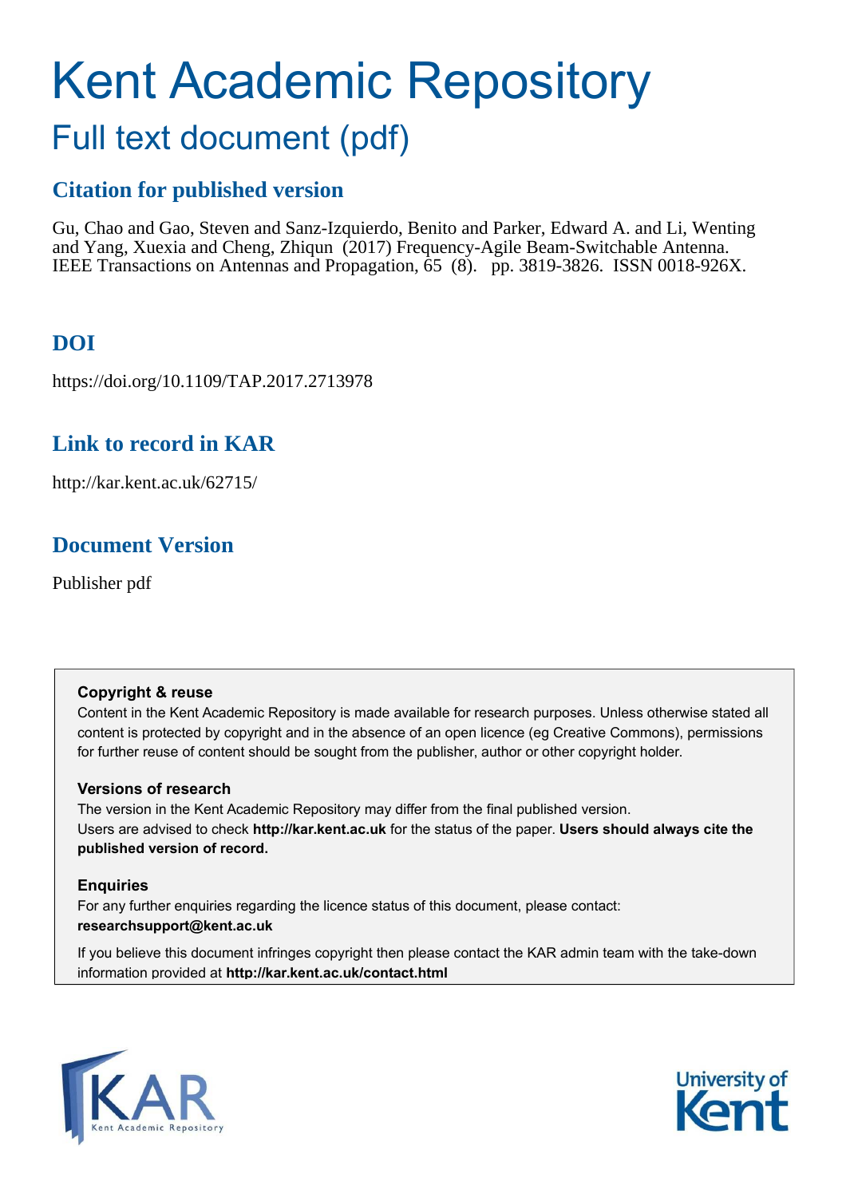# Kent Academic Repository

## Full text document (pdf)

### Citation for published version

Gu, Chao and Gao, Steven and Sanz-Izquierdo, Benito and Parker, Edward A. and Li, Wenting and Yang, Xuexia and Cheng, Zhiqun (2017) Frequency-Agile Beam-Switchable Antenna. IEEE Transactions on Antennas and Propagation, 65 (8). pp. 3819-3826. ISSN 0018-926X.

### DOI

https://doi.org/10.1109/TAP.2017.2713978

### Link to record in KAR

http://kar.kent.ac.uk/62715/

### Document Version

Publisher pdf

**Copyright & reuse**

Content in the Kent Academic Repository is made available for research purposes. Unless otherwise stated all content is protected by copyright and in the absence of an open licence (eg Creative Commons), permissions for further reuse of content should be sought from the publisher, author or other copyright holder.

**Versions of research**

The version in the Kent Academic Repository may differ from the final published version. Users are advised to check **http://kar.kent.ac.uk** for the status of the paper. **Users should always cite the published version of record.**

**Enquiries**

For any further enquiries regarding the licence status of this document, please contact: **researchsupport@kent.ac.uk**

If you believe this document infringes copyright then please contact the KAR admin team with the take-down information provided at **http://kar.kent.ac.uk/contact.html**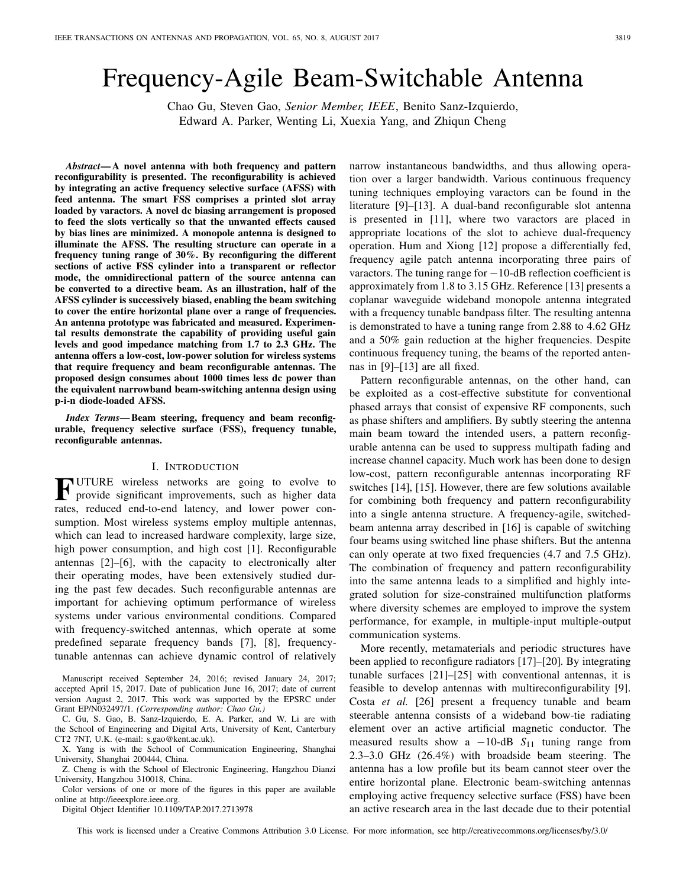# Frequency-Agile Beam-Switchable Antenna

Chao Gu, Steven Gao, *Senior Member, IEEE*, Benito Sanz-Izquierdo, Edward A. Parker, Wenting Li, Xuexia Yang, and Zhiqun Cheng

***Abstract*— A novel antenna with both frequency and pattern reconfigurability is presented. The reconfigurability is achieved by integrating an active frequency selective surface (AFSS) with feed antenna. The smart FSS comprises a printed slot array loaded by varactors. A novel dc biasing arrangement is proposed to feed the slots vertically so that the unwanted effects caused by bias lines are minimized. A monopole antenna is designed to illuminate the AFSS. The resulting structure can operate in a frequency tuning range of 30%. By reconfiguring the different sections of active FSS cylinder into a transparent or reflector mode, the omnidirectional pattern of the source antenna can be converted to a directive beam. As an illustration, half of the AFSS cylinder is successively biased, enabling the beam switching to cover the entire horizontal plane over a range of frequencies. An antenna prototype was fabricated and measured. Experimental results demonstrate the capability of providing useful gain levels and good impedance matching from 1.7 to 2.3 GHz. The antenna offers a low-cost, low-power solution for wireless systems that require frequency and beam reconfigurable antennas. The proposed design consumes about 1000 times less dc power than the equivalent narrowband beam-switching antenna design using p-i-n diode-loaded AFSS.**

***Index Terms*— Beam steering, frequency and beam reconfigurable, frequency selective surface (FSS), frequency tunable, reconfigurable antennas.**

## I. Introduction

FUTURE wireless networks are going to evolve to provide significant improvements, such as higher data rates, reduced end-to-end latency, and lower power consumption. Most wireless systems employ multiple antennas, which can lead to increased hardware complexity, large size, high power consumption, and high cost [1]. Reconfigurable antennas [2]–[6], with the capacity to electronically alter their operating modes, have been extensively studied during the past few decades. Such reconfigurable antennas are important for achieving optimum performance of wireless systems under various environmental conditions. Compared with frequency-switched antennas, which operate at some predefined separate frequency bands [7], [8], frequency-tunable antennas can achieve dynamic control of relatively narrow instantaneous bandwidths, and thus allowing operation over a larger bandwidth. Various continuous frequency tuning techniques employing varactors can be found in the literature [9]–[13]. A dual-band reconfigurable slot antenna is presented in [11], where two varactors are placed in appropriate locations of the slot to achieve dual-frequency operation. Hum and Xiong [12] propose a differentially fed, frequency agile patch antenna incorporating three pairs of varactors. The tuning range for −10-dB reflection coefficient is approximately from 1.8 to 3.15 GHz. Reference [13] presents a coplanar waveguide wideband monopole antenna integrated with a frequency tunable bandpass filter. The resulting antenna is demonstrated to have a tuning range from 2.88 to 4.62 GHz and a 50% gain reduction at the higher frequencies. Despite continuous frequency tuning, the beams of the reported antennas in [9]–[13] are all fixed.

Pattern reconfigurable antennas, on the other hand, can be exploited as a cost-effective substitute for conventional phased arrays that consist of expensive RF components, such as phase shifters and amplifiers. By subtly steering the antenna main beam toward the intended users, a pattern reconfigurable antenna can be used to suppress multipath fading and increase channel capacity. Much work has been done to design low-cost, pattern reconfigurable antennas incorporating RF switches [14], [15]. However, there are few solutions available for combining both frequency and pattern reconfigurability into a single antenna structure. A frequency-agile, switched-beam antenna array described in [16] is capable of switching four beams using switched line phase shifters. But the antenna can only operate at two fixed frequencies (4.7 and 7.5 GHz). The combination of frequency and pattern reconfigurability into the same antenna leads to a simplified and highly integrated solution for size-constrained multifunction platforms where diversity schemes are employed to improve the system performance, for example, in multiple-input multiple-output communication systems.

More recently, metamaterials and periodic structures have been applied to reconfigure radiators [17]–[20]. By integrating tunable surfaces [21]–[25] with conventional antennas, it is feasible to develop antennas with multireconfigurability [9]. Costa *et al.* [26] present a frequency tunable and beam steerable antenna consists of a wideband bow-tie radiating element over an active artificial magnetic conductor. The measured results show a −10-dB $S_{11}$ tuning range from 2.3–3.0 GHz (26.4%) with broadside beam steering. The antenna has a low profile but its beam cannot steer over the entire horizontal plane. Electronic beam-switching antennas employing active frequency selective surface (FSS) have been an active research area in the last decade due to their potential

Manuscript received September 24, 2016; revised January 24, 2017; accepted April 15, 2017. Date of publication June 16, 2017; date of current version August 2, 2017. This work was supported by the EPSRC under Grant EP/N032497/1. *(Corresponding author: Chao Gu.)*

C. Gu, S. Gao, B. Sanz-Izquierdo, E. A. Parker, and W. Li are with the School of Engineering and Digital Arts, University of Kent, Canterbury CT2 7NT, U.K. (e-mail: s.gao@kent.ac.uk).

X. Yang is with the School of Communication Engineering, Shanghai University, Shanghai 200444, China.

Z. Cheng is with the School of Electronic Engineering, Hangzhou Dianzi University, Hangzhou 310018, China.

Color versions of one or more of the figures in this paper are available online at http://ieeexplore.ieee.org.

Digital Object Identifier 10.1109/TAP.2017.2713978

This work is licensed under a Creative Commons Attribution 3.0 License. For more information, see http://creativecommons.org/licenses/by/3.0/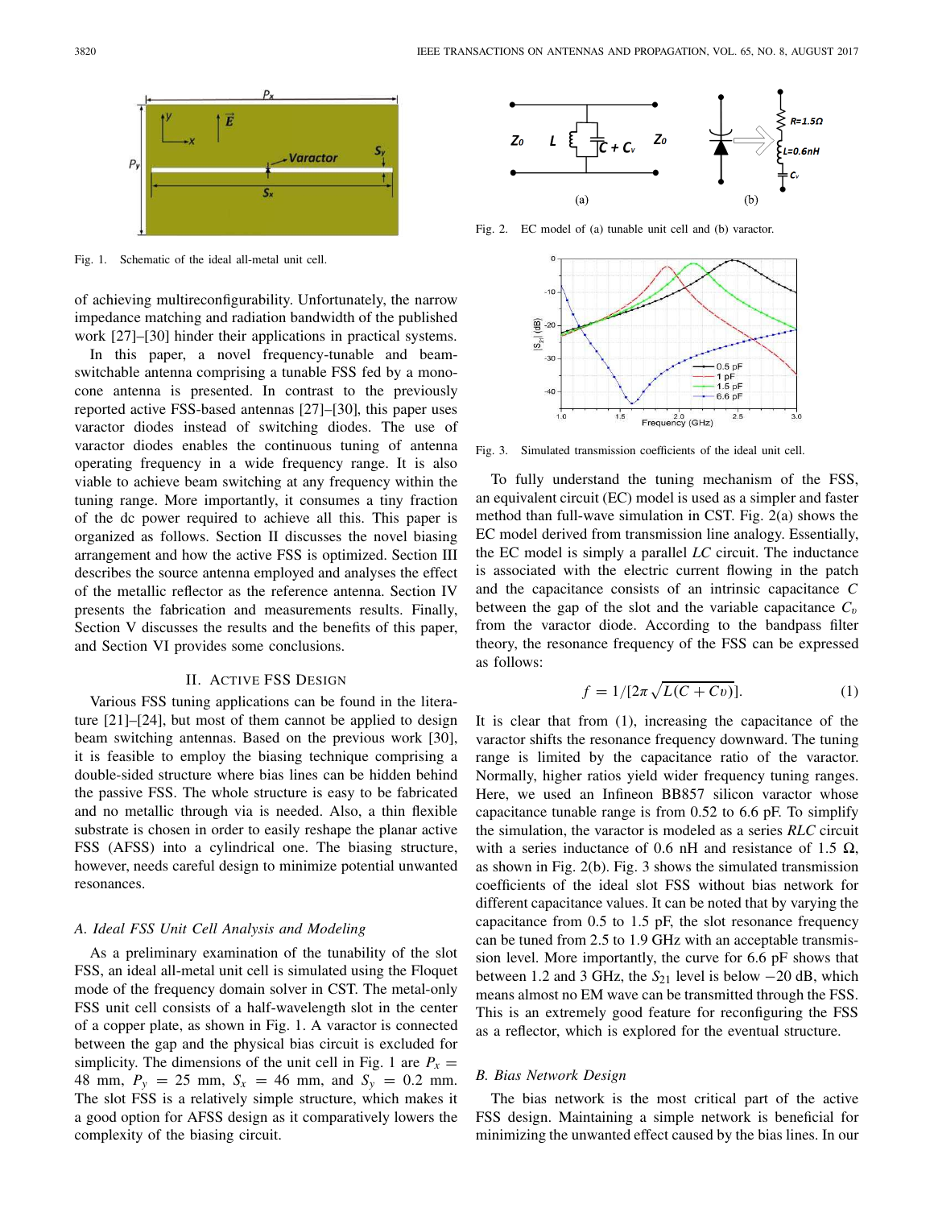Fig. 1. Schematic of the ideal all-metal unit cell.

of achieving multireconfigurability. Unfortunately, the narrow impedance matching and radiation bandwidth of the published work [27]–[30] hinder their applications in practical systems.

In this paper, a novel frequency-tunable and beam-switchable antenna comprising a tunable FSS fed by a monocone antenna is presented. In contrast to the previously reported active FSS-based antennas [27]–[30], this paper uses varactor diodes instead of switching diodes. The use of varactor diodes enables the continuous tuning of antenna operating frequency in a wide frequency range. It is also viable to achieve beam switching at any frequency within the tuning range. More importantly, it consumes a tiny fraction of the dc power required to achieve all this. This paper is organized as follows. Section II discusses the novel biasing arrangement and how the active FSS is optimized. Section III describes the source antenna employed and analyses the effect of the metallic reflector as the reference antenna. Section IV presents the fabrication and measurements results. Finally, Section V discusses the results and the benefits of this paper, and Section VI provides some conclusions.

## II. Active FSS Design

Various FSS tuning applications can be found in the literature [21]–[24], but most of them cannot be applied to design beam switching antennas. Based on the previous work [30], it is feasible to employ the biasing technique comprising a double-sided structure where bias lines can be hidden behind the passive FSS. The whole structure is easy to be fabricated and no metallic through via is needed. Also, a thin flexible substrate is chosen in order to easily reshape the planar active FSS (AFSS) into a cylindrical one. The biasing structure, however, needs careful design to minimize potential unwanted resonances.

### A. Ideal FSS Unit Cell Analysis and Modeling

As a preliminary examination of the tunability of the slot FSS, an ideal all-metal unit cell is simulated using the Floquet mode of the frequency domain solver in CST. The metal-only FSS unit cell consists of a half-wavelength slot in the center of a copper plate, as shown in Fig. 1. A varactor is connected between the gap and the physical bias circuit is excluded for simplicity. The dimensions of the unit cell in Fig. 1 are $P_x$ = 48 mm, $P_y$ = 25 mm, $S_x$ = 46 mm, and $S_y$ = 0.2 mm. The slot FSS is a relatively simple structure, which makes it a good option for AFSS design as it comparatively lowers the complexity of the biasing circuit.

Fig. 2. EC model of (a) tunable unit cell and (b) varactor.

Fig. 3. Simulated transmission coefficients of the ideal unit cell.

To fully understand the tuning mechanism of the FSS, an equivalent circuit (EC) model is used as a simpler and faster method than full-wave simulation in CST. Fig. 2(a) shows the EC model derived from transmission line analogy. Essentially, the EC model is simply a parallel *LC* circuit. The inductance is associated with the electric current flowing in the patch and the capacitance consists of an intrinsic capacitance $C$ between the gap of the slot and the variable capacitance $C_v$ from the varactor diode. According to the bandpass filter theory, the resonance frequency of the FSS can be expressed as follows:

$$f = 1/[2\pi\sqrt{L(C + Cv)}]. \tag{1}$$

It is clear that from (1), increasing the capacitance of the varactor shifts the resonance frequency downward. The tuning range is limited by the capacitance ratio of the varactor. Normally, higher ratios yield wider frequency tuning ranges. Here, we used an Infineon BB857 silicon varactor whose capacitance tunable range is from 0.52 to 6.6 pF. To simplify the simulation, the varactor is modeled as a series *RLC* circuit with a series inductance of 0.6 nH and resistance of 1.5 Ω, as shown in Fig. 2(b). Fig. 3 shows the simulated transmission coefficients of the ideal slot FSS without bias network for different capacitance values. It can be noted that by varying the capacitance from 0.5 to 1.5 pF, the slot resonance frequency can be tuned from 2.5 to 1.9 GHz with an acceptable transmission level. More importantly, the curve for 6.6 pF shows that between 1.2 and 3 GHz, the $S_{21}$ level is below −20 dB, which means almost no EM wave can be transmitted through the FSS. This is an extremely good feature for reconfiguring the FSS as a reflector, which is explored for the eventual structure.

### B. Bias Network Design

The bias network is the most critical part of the active FSS design. Maintaining a simple network is beneficial for minimizing the unwanted effect caused by the bias lines. In our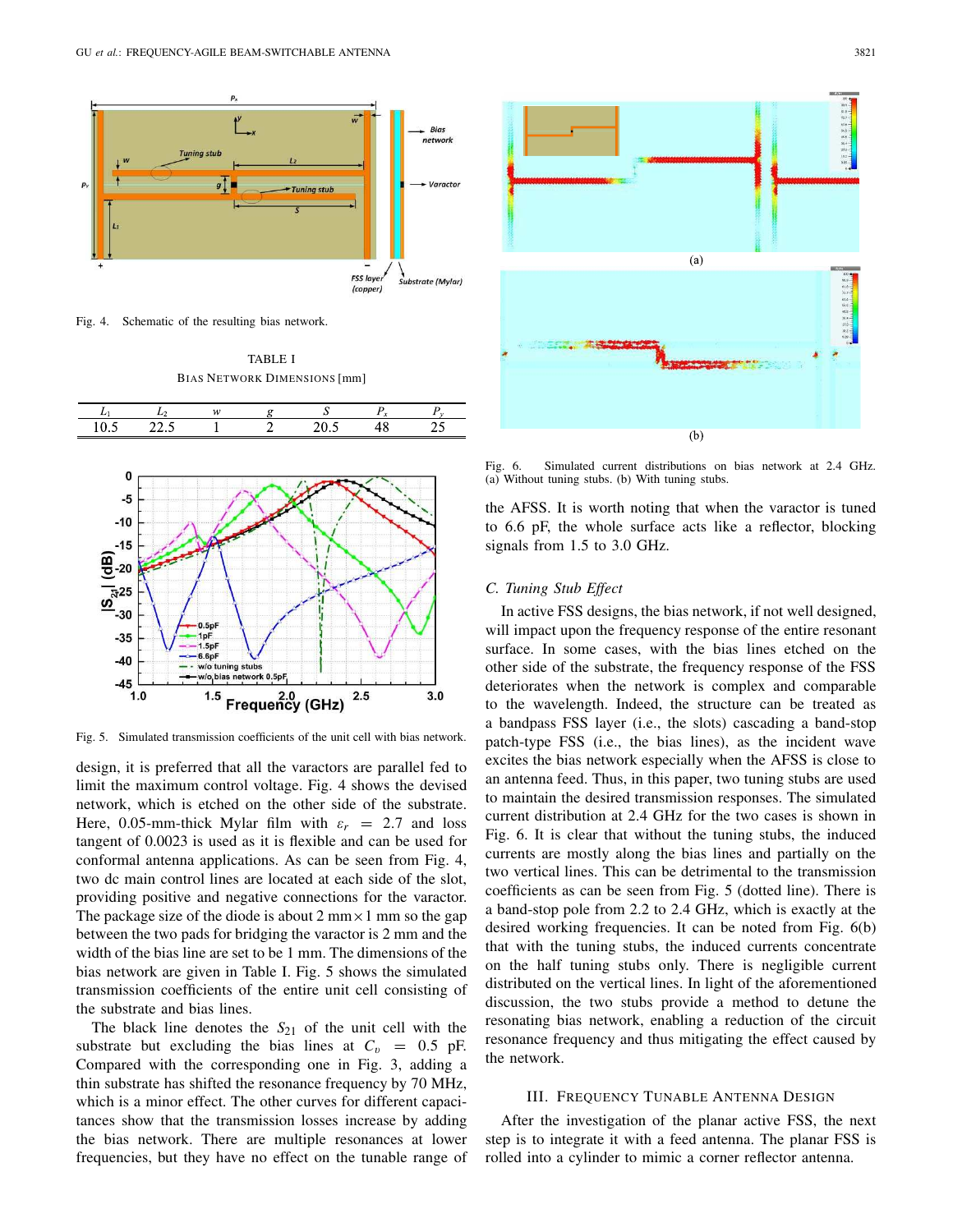Fig. 4. Schematic of the resulting bias network.

TABLE I
BIAS NETWORK DIMENSIONS [mm]

| $L_1$ | $L_2$ | $w$ | $g$ | $S$ | $P_x$ | $P_y$ |
|---|---|---|---|---|---|---|
| 10.5 | 22.5 | 1 | 2 | 20.5 | 48 | 25 |

Fig. 5. Simulated transmission coefficients of the unit cell with bias network.

design, it is preferred that all the varactors are parallel fed to limit the maximum control voltage. Fig. 4 shows the devised network, which is etched on the other side of the substrate. Here, 0.05-mm-thick Mylar film with $\varepsilon_r = 2.7$ and loss tangent of 0.0023 is used as it is flexible and can be used for conformal antenna applications. As can be seen from Fig. 4, two dc main control lines are located at each side of the slot, providing positive and negative connections for the varactor. The package size of the diode is about 2 mm $\times$ 1 mm so the gap between the two pads for bridging the varactor is 2 mm and the width of the bias line are set to be 1 mm. The dimensions of the bias network are given in Table I. Fig. 5 shows the simulated transmission coefficients of the entire unit cell consisting of the substrate and bias lines.

The black line denotes the $S_{21}$ of the unit cell with the substrate but excluding the bias lines at $C_v = 0.5$ pF. Compared with the corresponding one in Fig. 3, adding a thin substrate has shifted the resonance frequency by 70 MHz, which is a minor effect. The other curves for different capacitances show that the transmission losses increase by adding the bias network. There are multiple resonances at lower frequencies, but they have no effect on the tunable range of the AFSS. It is worth noting that when the varactor is tuned to 6.6 pF, the whole surface acts like a reflector, blocking signals from 1.5 to 3.0 GHz.

Fig. 6. Simulated current distributions on bias network at 2.4 GHz. (a) Without tuning stubs. (b) With tuning stubs.

### C. Tuning Stub Effect

In active FSS designs, the bias network, if not well designed, will impact upon the frequency response of the entire resonant surface. In some cases, with the bias lines etched on the other side of the substrate, the frequency response of the FSS deteriorates when the network is complex and comparable to the wavelength. Indeed, the structure can be treated as a bandpass FSS layer (i.e., the slots) cascading a band-stop patch-type FSS (i.e., the bias lines), as the incident wave excites the bias network especially when the AFSS is close to an antenna feed. Thus, in this paper, two tuning stubs are used to maintain the desired transmission responses. The simulated current distribution at 2.4 GHz for the two cases is shown in Fig. 6. It is clear that without the tuning stubs, the induced currents are mostly along the bias lines and partially on the two vertical lines. This can be detrimental to the transmission coefficients as can be seen from Fig. 5 (dotted line). There is a band-stop pole from 2.2 to 2.4 GHz, which is exactly at the desired working frequencies. It can be noted from Fig. 6(b) that with the tuning stubs, the induced currents concentrate on the half tuning stubs only. There is negligible current distributed on the vertical lines. In light of the aforementioned discussion, the two stubs provide a method to detune the resonating bias network, enabling a reduction of the circuit resonance frequency and thus mitigating the effect caused by the network.

## III. FREQUENCY TUNABLE ANTENNA DESIGN

After the investigation of the planar active FSS, the next step is to integrate it with a feed antenna. The planar FSS is rolled into a cylinder to mimic a corner reflector antenna.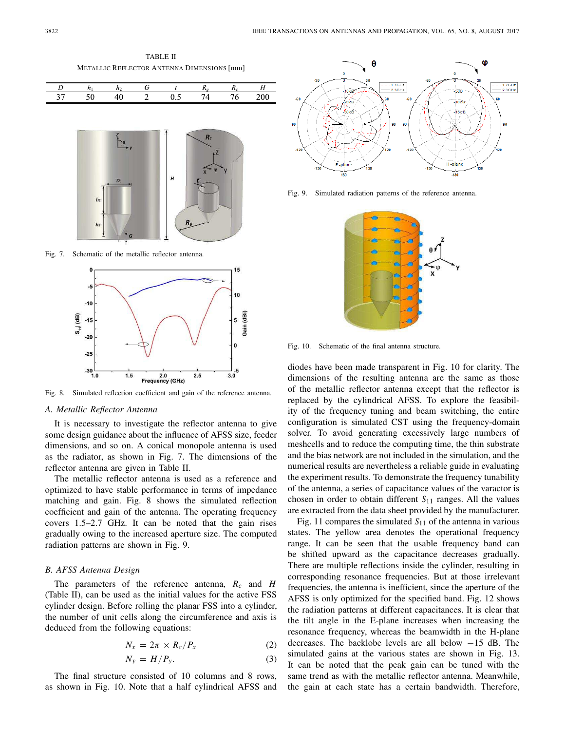TABLE II

METALLIC REFLECTOR ANTENNA DIMENSIONS [mm]

| $D$ | $h_1$ | $h_2$ | $G$ | $t$ | $R_g$ | $R_c$ | $H$ |
|---|---|---|---|---|---|---|---|
| 37 | 50 | 40 | 2 | 0.5 | 74 | 76 | 200 |

Fig. 7. Schematic of the metallic reflector antenna.

Fig. 8. Simulated reflection coefficient and gain of the reference antenna.

### A. Metallic Reflector Antenna

It is necessary to investigate the reflector antenna to give some design guidance about the influence of AFSS size, feeder dimensions, and so on. A conical monopole antenna is used as the radiator, as shown in Fig. 7. The dimensions of the reflector antenna are given in Table II.

The metallic reflector antenna is used as a reference and optimized to have stable performance in terms of impedance matching and gain. Fig. 8 shows the simulated reflection coefficient and gain of the antenna. The operating frequency covers 1.5–2.7 GHz. It can be noted that the gain rises gradually owing to the increased aperture size. The computed radiation patterns are shown in Fig. 9.

### B. AFSS Antenna Design

The parameters of the reference antenna, $R_c$ and $H$ (Table II), can be used as the initial values for the active FSS cylinder design. Before rolling the planar FSS into a cylinder, the number of unit cells along the circumference and axis is deduced from the following equations:

$$N_x = 2\pi \times R_c/P_x \tag{2}$$

$$N_y = H/P_y. \tag{3}$$

The final structure consisted of 10 columns and 8 rows, as shown in Fig. 10. Note that a half cylindrical AFSS and diodes have been made transparent in Fig. 10 for clarity. The dimensions of the resulting antenna are the same as those of the metallic reflector antenna except that the reflector is replaced by the cylindrical AFSS. To explore the feasibility of the frequency tuning and beam switching, the entire configuration is simulated CST using the frequency-domain solver. To avoid generating excessively large numbers of meshcells and to reduce the computing time, the thin substrate and the bias network are not included in the simulation, and the numerical results are nevertheless a reliable guide in evaluating the experiment results. To demonstrate the frequency tunability of the antenna, a series of capacitance values of the varactor is chosen in order to obtain different $S_{11}$ ranges. All the values are extracted from the data sheet provided by the manufacturer.

Fig. 9. Simulated radiation patterns of the reference antenna.

Fig. 10. Schematic of the final antenna structure.

Fig. 11 compares the simulated $S_{11}$ of the antenna in various states. The yellow area denotes the operational frequency range. It can be seen that the usable frequency band can be shifted upward as the capacitance decreases gradually. There are multiple reflections inside the cylinder, resulting in corresponding resonance frequencies. But at those irrelevant frequencies, the antenna is inefficient, since the aperture of the AFSS is only optimized for the specified band. Fig. 12 shows the radiation patterns at different capacitances. It is clear that the tilt angle in the E-plane increases when increasing the resonance frequency, whereas the beamwidth in the H-plane decreases. The backlobe levels are all below −15 dB. The simulated gains at the various states are shown in Fig. 13. It can be noted that the peak gain can be tuned with the same trend as with the metallic reflector antenna. Meanwhile, the gain at each state has a certain bandwidth. Therefore,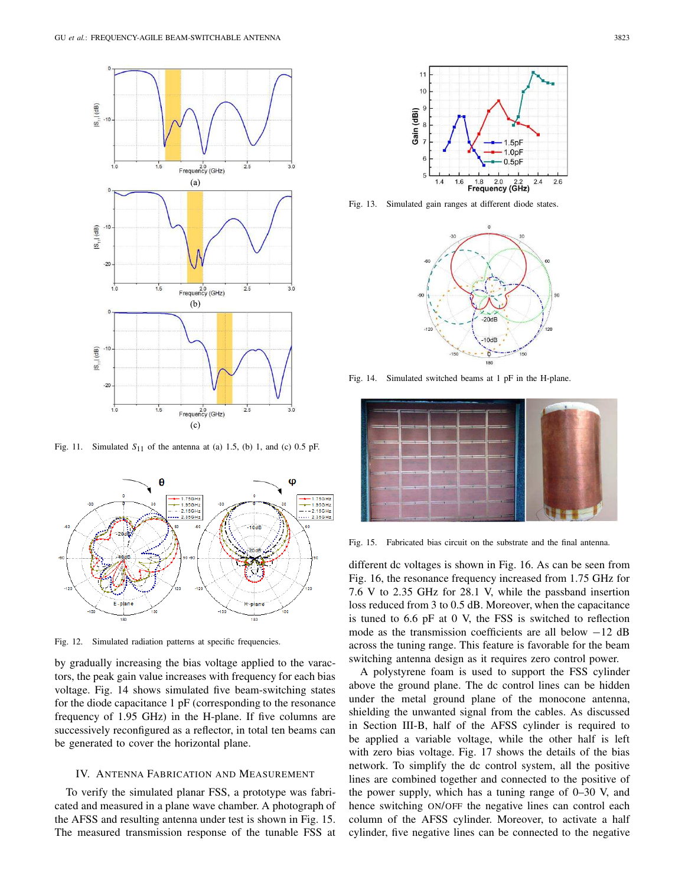Fig. 11. Simulated $S_{11}$ of the antenna at (a) 1.5, (b) 1, and (c) 0.5 pF.

Fig. 12. Simulated radiation patterns at specific frequencies.

by gradually increasing the bias voltage applied to the varactors, the peak gain value increases with frequency for each bias voltage. Fig. 14 shows simulated five beam-switching states for the diode capacitance 1 pF (corresponding to the resonance frequency of 1.95 GHz) in the H-plane. If five columns are successively reconfigured as a reflector, in total ten beams can be generated to cover the horizontal plane.

## IV. Antenna Fabrication and Measurement

To verify the simulated planar FSS, a prototype was fabricated and measured in a plane wave chamber. A photograph of the AFSS and resulting antenna under test is shown in Fig. 15. The measured transmission response of the tunable FSS at

Fig. 13. Simulated gain ranges at different diode states.

Fig. 14. Simulated switched beams at 1 pF in the H-plane.

Fig. 15. Fabricated bias circuit on the substrate and the final antenna.

different dc voltages is shown in Fig. 16. As can be seen from Fig. 16, the resonance frequency increased from 1.75 GHz for 7.6 V to 2.35 GHz for 28.1 V, while the passband insertion loss reduced from 3 to 0.5 dB. Moreover, when the capacitance is tuned to 6.6 pF at 0 V, the FSS is switched to reflection mode as the transmission coefficients are all below −12 dB across the tuning range. This feature is favorable for the beam switching antenna design as it requires zero control power.

A polystyrene foam is used to support the FSS cylinder above the ground plane. The dc control lines can be hidden under the metal ground plane of the monocone antenna, shielding the unwanted signal from the cables. As discussed in Section III-B, half of the AFSS cylinder is required to be applied a variable voltage, while the other half is left with zero bias voltage. Fig. 17 shows the details of the bias network. To simplify the dc control system, all the positive lines are combined together and connected to the positive of the power supply, which has a tuning range of 0–30 V, and hence switching ON/OFF the negative lines can control each column of the AFSS cylinder. Moreover, to activate a half cylinder, five negative lines can be connected to the negative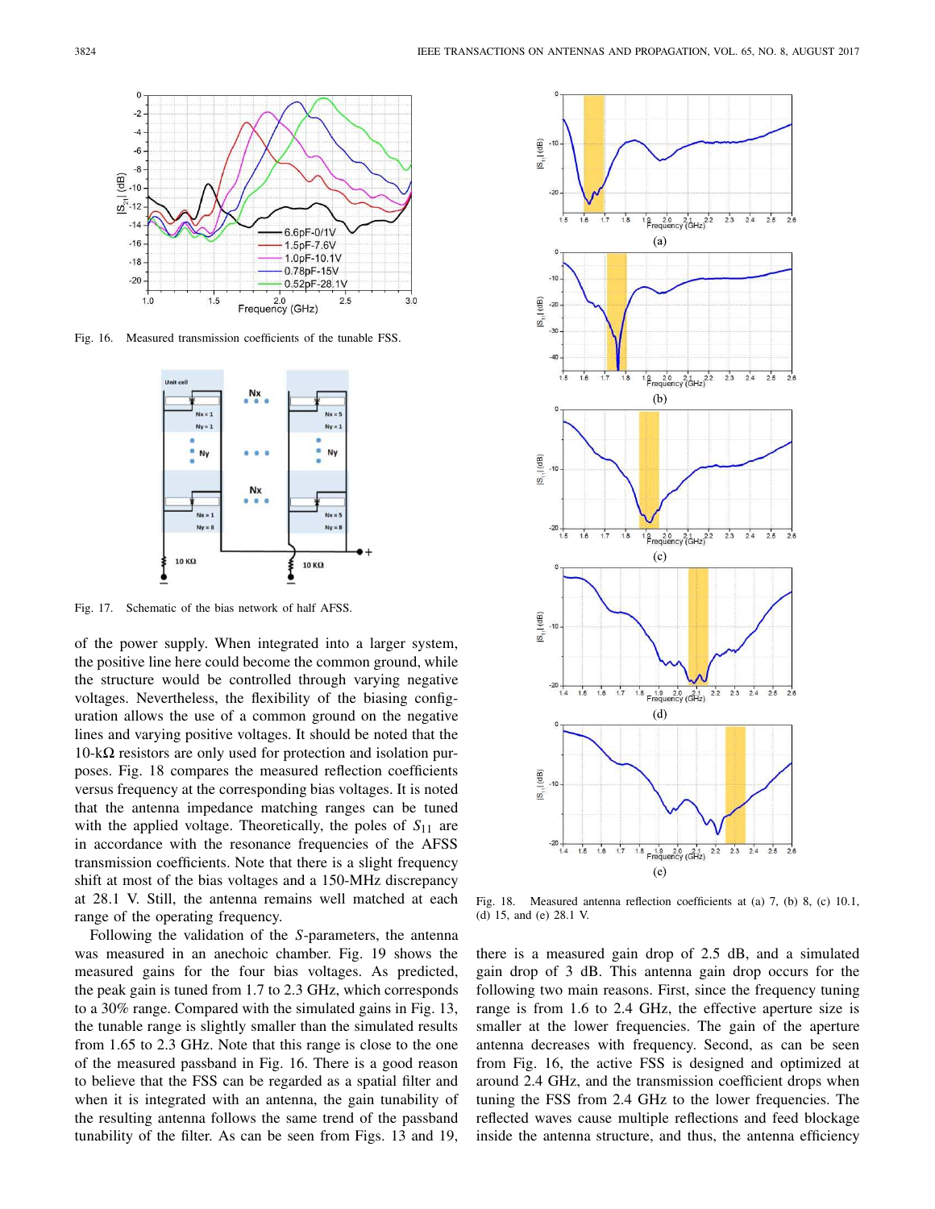Fig. 16. Measured transmission coefficients of the tunable FSS.

Fig. 17. Schematic of the bias network of half AFSS.

of the power supply. When integrated into a larger system, the positive line here could become the common ground, while the structure would be controlled through varying negative voltages. Nevertheless, the flexibility of the biasing configuration allows the use of a common ground on the negative lines and varying positive voltages. It should be noted that the 10-kΩ resistors are only used for protection and isolation purposes. Fig. 18 compares the measured reflection coefficients versus frequency at the corresponding bias voltages. It is noted that the antenna impedance matching ranges can be tuned with the applied voltage. Theoretically, the poles of $S_{11}$ are in accordance with the resonance frequencies of the AFSS transmission coefficients. Note that there is a slight frequency shift at most of the bias voltages and a 150-MHz discrepancy at 28.1 V. Still, the antenna remains well matched at each range of the operating frequency.

Following the validation of the *S*-parameters, the antenna was measured in an anechoic chamber. Fig. 19 shows the measured gains for the four bias voltages. As predicted, the peak gain is tuned from 1.7 to 2.3 GHz, which corresponds to a 30% range. Compared with the simulated gains in Fig. 13, the tunable range is slightly smaller than the simulated results from 1.65 to 2.3 GHz. Note that this range is close to the one of the measured passband in Fig. 16. There is a good reason to believe that the FSS can be regarded as a spatial filter and when it is integrated with an antenna, the gain tunability of the resulting antenna follows the same trend of the passband tunability of the filter. As can be seen from Figs. 13 and 19,

Fig. 18. Measured antenna reflection coefficients at (a) 7, (b) 8, (c) 10.1, (d) 15, and (e) 28.1 V.

there is a measured gain drop of 2.5 dB, and a simulated gain drop of 3 dB. This antenna gain drop occurs for the following two main reasons. First, since the frequency tuning range is from 1.6 to 2.4 GHz, the effective aperture size is smaller at the lower frequencies. The gain of the aperture antenna decreases with frequency. Second, as can be seen from Fig. 16, the active FSS is designed and optimized at around 2.4 GHz, and the transmission coefficient drops when tuning the FSS from 2.4 GHz to the lower frequencies. The reflected waves cause multiple reflections and feed blockage inside the antenna structure, and thus, the antenna efficiency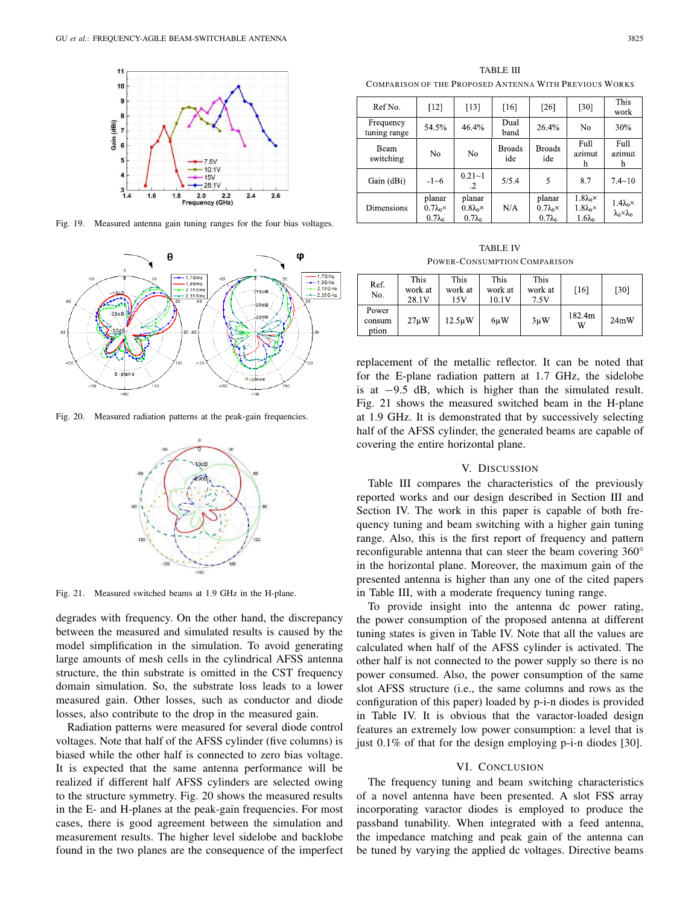Fig. 19. Measured antenna gain tuning ranges for the four bias voltages.

Fig. 20. Measured radiation patterns at the peak-gain frequencies.

Fig. 21. Measured switched beams at 1.9 GHz in the H-plane.

degrades with frequency. On the other hand, the discrepancy between the measured and simulated results is caused by the model simplification in the simulation. To avoid generating large amounts of mesh cells in the cylindrical AFSS antenna structure, the thin substrate is omitted in the CST frequency domain simulation. So, the substrate loss leads to a lower measured gain. Other losses, such as conductor and diode losses, also contribute to the drop in the measured gain.

Radiation patterns were measured for several diode control voltages. Note that half of the AFSS cylinder (five columns) is biased while the other half is connected to zero bias voltage. It is expected that the same antenna performance will be realized if different half AFSS cylinders are selected owing to the structure symmetry. Fig. 20 shows the measured results in the E- and H-planes at the peak-gain frequencies. For most cases, there is good agreement between the simulation and measurement results. The higher level sidelobe and backlobe found in the two planes are the consequence of the imperfect replacement of the metallic reflector. It can be noted that for the E-plane radiation pattern at 1.7 GHz, the sidelobe is at −9.5 dB, which is higher than the simulated result. Fig. 21 shows the measured switched beam in the H-plane at 1.9 GHz. It is demonstrated that by successively selecting half of the AFSS cylinder, the generated beams are capable of covering the entire horizontal plane.

TABLE III
COMPARISON OF THE PROPOSED ANTENNA WITH PREVIOUS WORKS

| Ref No. | [12] | [13] | [16] | [26] | [30] | This work |
|---|---|---|---|---|---|---|
| Frequency tuning range | 54.5% | 46.4% | Dual band | 26.4% | No | 30% |
| Beam switching | No | No | Broadside | Broadside | Full azimuth | Full azimuth |
| Gain (dBi) | -1~6 | 0.21~1.2 | 5/5.4 | 5 | 8.7 | 7.4~10 |
| Dimensions | planar $0.7\lambda_0\times 0.7\lambda_0$ | planar $0.8\lambda_0\times 0.7\lambda_0$ | N/A | planar $0.7\lambda_0\times 0.7\lambda_0$ | $1.8\lambda_0\times 1.8\lambda_0\times 1.6\lambda_0$ | $1.4\lambda_0\times \lambda_0\times\lambda_0$ |

TABLE IV
POWER-CONSUMPTION COMPARISON

| Ref. No. | This work at 28.1V | This work at 15V | This work at 10.1V | This work at 7.5V | [16] | [30] |
|---|---|---|---|---|---|---|
| Power consumption | 27μW | 12.5μW | 6μW | 3μW | 182.4mW | 24mW |

## V. Discussion

Table III compares the characteristics of the previously reported works and our design described in Section III and Section IV. The work in this paper is capable of both frequency tuning and beam switching with a higher gain tuning range. Also, this is the first report of frequency and pattern reconfigurable antenna that can steer the beam covering 360° in the horizontal plane. Moreover, the maximum gain of the presented antenna is higher than any one of the cited papers in Table III, with a moderate frequency tuning range.

To provide insight into the antenna dc power rating, the power consumption of the proposed antenna at different tuning states is given in Table IV. Note that all the values are calculated when half of the AFSS cylinder is activated. The other half is not connected to the power supply so there is no power consumed. Also, the power consumption of the same slot AFSS structure (i.e., the same columns and rows as the configuration of this paper) loaded by p-i-n diodes is provided in Table IV. It is obvious that the varactor-loaded design features an extremely low power consumption: a level that is just 0.1% of that for the design employing p-i-n diodes [30].

## VI. Conclusion

The frequency tuning and beam switching characteristics of a novel antenna have been presented. A slot FSS array incorporating varactor diodes is employed to produce the passband tunability. When integrated with a feed antenna, the impedance matching and peak gain of the antenna can be tuned by varying the applied dc voltages. Directive beams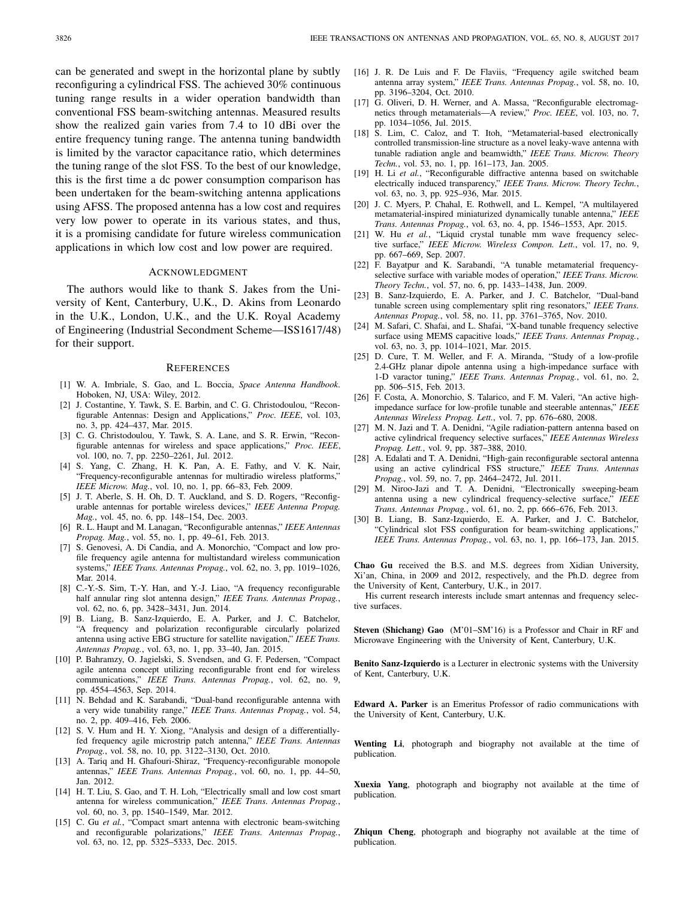can be generated and swept in the horizontal plane by subtly reconfiguring a cylindrical FSS. The achieved 30% continuous tuning range results in a wider operation bandwidth than conventional FSS beam-switching antennas. Measured results show the realized gain varies from 7.4 to 10 dBi over the entire frequency tuning range. The antenna tuning bandwidth is limited by the varactor capacitance ratio, which determines the tuning range of the slot FSS. To the best of our knowledge, this is the first time a dc power consumption comparison has been undertaken for the beam-switching antenna applications using AFSS. The proposed antenna has a low cost and requires very low power to operate in its various states, and thus, it is a promising candidate for future wireless communication applications in which low cost and low power are required.

## ACKNOWLEDGMENT

The authors would like to thank S. Jakes from the University of Kent, Canterbury, U.K., D. Akins from Leonardo in the U.K., London, U.K., and the U.K. Royal Academy of Engineering (Industrial Secondment Scheme—ISS1617/48) for their support.

## REFERENCES

[1] W. A. Imbriale, S. Gao, and L. Boccia, *Space Antenna Handbook*. Hoboken, NJ, USA: Wiley, 2012.

[2] J. Costantine, Y. Tawk, S. E. Barbin, and C. G. Christodoulou, "Reconfigurable Antennas: Design and Applications," *Proc. IEEE*, vol. 103, no. 3, pp. 424–437, Mar. 2015.

[3] C. G. Christodoulou, Y. Tawk, S. A. Lane, and S. R. Erwin, "Reconfigurable antennas for wireless and space applications," *Proc. IEEE*, vol. 100, no. 7, pp. 2250–2261, Jul. 2012.

[4] S. Yang, C. Zhang, H. K. Pan, A. E. Fathy, and V. K. Nair, "Frequency-reconfigurable antennas for multiradio wireless platforms," *IEEE Microw. Mag.*, vol. 10, no. 1, pp. 66–83, Feb. 2009.

[5] J. T. Aberle, S. H. Oh, D. T. Auckland, and S. D. Rogers, "Reconfigurable antennas for portable wireless devices," *IEEE Antenna Propag. Mag.*, vol. 45, no. 6, pp. 148–154, Dec. 2003.

[6] R. L. Haupt and M. Lanagan, "Reconfigurable antennas," *IEEE Antennas Propag. Mag.*, vol. 55, no. 1, pp. 49–61, Feb. 2013.

[7] S. Genovesi, A. Di Candia, and A. Monorchio, "Compact and low profile frequency agile antenna for multistandard wireless communication systems," *IEEE Trans. Antennas Propag.*, vol. 62, no. 3, pp. 1019–1026, Mar. 2014.

[8] C.-Y.-S. Sim, T.-Y. Han, and Y.-J. Liao, "A frequency reconfigurable half annular ring slot antenna design," *IEEE Trans. Antennas Propag.*, vol. 62, no. 6, pp. 3428–3431, Jun. 2014.

[9] B. Liang, B. Sanz-Izquierdo, E. A. Parker, and J. C. Batchelor, "A frequency and polarization reconfigurable circularly polarized antenna using active EBG structure for satellite navigation," *IEEE Trans. Antennas Propag.*, vol. 63, no. 1, pp. 33–40, Jan. 2015.

[10] P. Bahramzy, O. Jagielski, S. Svendsen, and G. F. Pedersen, "Compact agile antenna concept utilizing reconfigurable front end for wireless communications," *IEEE Trans. Antennas Propag.*, vol. 62, no. 9, pp. 4554–4563, Sep. 2014.

[11] N. Behdad and K. Sarabandi, "Dual-band reconfigurable antenna with a very wide tunability range," *IEEE Trans. Antennas Propag.*, vol. 54, no. 2, pp. 409–416, Feb. 2006.

[12] S. V. Hum and H. Y. Xiong, "Analysis and design of a differentially-fed frequency agile microstrip patch antenna," *IEEE Trans. Antennas Propag.*, vol. 58, no. 10, pp. 3122–3130, Oct. 2010.

[13] A. Tariq and H. Ghafouri-Shiraz, "Frequency-reconfigurable monopole antennas," *IEEE Trans. Antennas Propag.*, vol. 60, no. 1, pp. 44–50, Jan. 2012.

[14] H. T. Liu, S. Gao, and T. H. Loh, "Electrically small and low cost smart antenna for wireless communication," *IEEE Trans. Antennas Propag.*, vol. 60, no. 3, pp. 1540–1549, Mar. 2012.

[15] C. Gu *et al.*, "Compact smart antenna with electronic beam-switching and reconfigurable polarizations," *IEEE Trans. Antennas Propag.*, vol. 63, no. 12, pp. 5325–5333, Dec. 2015.

[16] J. R. De Luis and F. De Flaviis, "Frequency agile switched beam antenna array system," *IEEE Trans. Antennas Propag.*, vol. 58, no. 10, pp. 3196–3204, Oct. 2010.

[17] G. Oliveri, D. H. Werner, and A. Massa, "Reconfigurable electromagnetics through metamaterials—A review," *Proc. IEEE*, vol. 103, no. 7, pp. 1034–1056, Jul. 2015.

[18] S. Lim, C. Caloz, and T. Itoh, "Metamaterial-based electronically controlled transmission-line structure as a novel leaky-wave antenna with tunable radiation angle and beamwidth," *IEEE Trans. Microw. Theory Techn.*, vol. 53, no. 1, pp. 161–173, Jan. 2005.

[19] H. Li *et al.*, "Reconfigurable diffractive antenna based on switchable electrically induced transparency," *IEEE Trans. Microw. Theory Techn.*, vol. 63, no. 3, pp. 925–936, Mar. 2015.

[20] J. C. Myers, P. Chahal, E. Rothwell, and L. Kempel, "A multilayered metamaterial-inspired miniaturized dynamically tunable antenna," *IEEE Trans. Antennas Propag.*, vol. 63, no. 4, pp. 1546–1553, Apr. 2015.

[21] W. Hu *et al.*, "Liquid crystal tunable mm wave frequency selective surface," *IEEE Microw. Wireless Compon. Lett.*, vol. 17, no. 9, pp. 667–669, Sep. 2007.

[22] F. Bayatpur and K. Sarabandi, "A tunable metamaterial frequency-selective surface with variable modes of operation," *IEEE Trans. Microw. Theory Techn.*, vol. 57, no. 6, pp. 1433–1438, Jun. 2009.

[23] B. Sanz-Izquierdo, E. A. Parker, and J. C. Batchelor, "Dual-band tunable screen using complementary split ring resonators," *IEEE Trans. Antennas Propag.*, vol. 58, no. 11, pp. 3761–3765, Nov. 2010.

[24] M. Safari, C. Shafai, and L. Shafai, "X-band tunable frequency selective surface using MEMS capacitive loads," *IEEE Trans. Antennas Propag.*, vol. 63, no. 3, pp. 1014–1021, Mar. 2015.

[25] D. Cure, T. M. Weller, and F. A. Miranda, "Study of a low-profile 2.4-GHz planar dipole antenna using a high-impedance surface with 1-D varactor tuning," *IEEE Trans. Antennas Propag.*, vol. 61, no. 2, pp. 506–515, Feb. 2013.

[26] F. Costa, A. Monorchio, S. Talarico, and F. M. Valeri, "An active high-impedance surface for low-profile tunable and steerable antennas," *IEEE Antennas Wireless Propag. Lett.*, vol. 7, pp. 676–680, 2008.

[27] M. N. Jazi and T. A. Denidni, "Agile radiation-pattern antenna based on active cylindrical frequency selective surfaces," *IEEE Antennas Wireless Propag. Lett.*, vol. 9, pp. 387–388, 2010.

[28] A. Edalati and T. A. Denidni, "High-gain reconfigurable sectoral antenna using an active cylindrical FSS structure," *IEEE Trans. Antennas Propag.*, vol. 59, no. 7, pp. 2464–2472, Jul. 2011.

[29] M. Niroo-Jazi and T. A. Denidni, "Electronically sweeping-beam antenna using a new cylindrical frequency-selective surface," *IEEE Trans. Antennas Propag.*, vol. 61, no. 2, pp. 666–676, Feb. 2013.

[30] B. Liang, B. Sanz-Izquierdo, E. A. Parker, and J. C. Batchelor, "Cylindrical slot FSS configuration for beam-switching applications," *IEEE Trans. Antennas Propag.*, vol. 63, no. 1, pp. 166–173, Jan. 2015.

**Chao Gu** received the B.S. and M.S. degrees from Xidian University, Xi'an, China, in 2009 and 2012, respectively, and the Ph.D. degree from the University of Kent, Canterbury, U.K., in 2017.

His current research interests include smart antennas and frequency selective surfaces.

**Steven (Shichang) Gao** (M'01–SM'16) is a Professor and Chair in RF and Microwave Engineering with the University of Kent, Canterbury, U.K.

**Benito Sanz-Izquierdo** is a Lecturer in electronic systems with the University of Kent, Canterbury, U.K.

**Edward A. Parker** is an Emeritus Professor of radio communications with the University of Kent, Canterbury, U.K.

**Wenting Li**, photograph and biography not available at the time of publication.

**Xuexia Yang**, photograph and biography not available at the time of publication.

**Zhiqun Cheng**, photograph and biography not available at the time of publication.